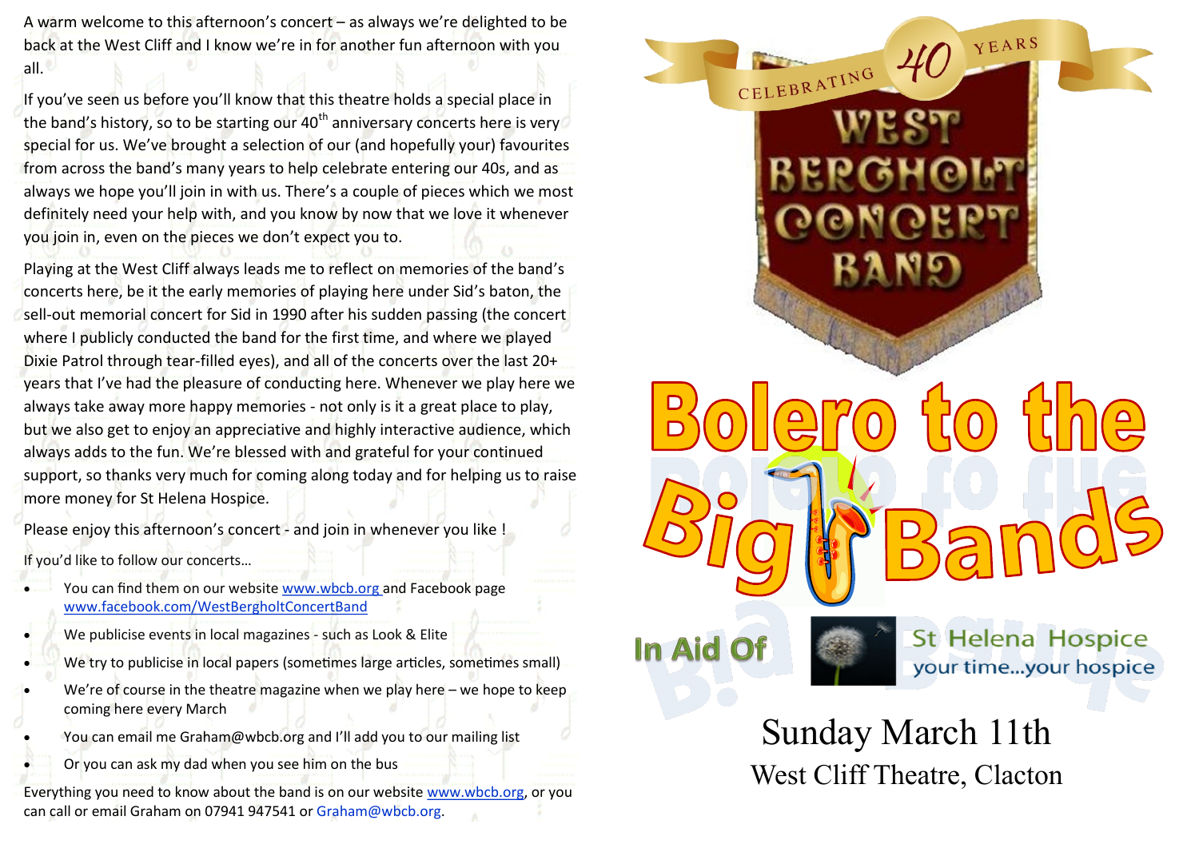A warm welcome to this afternoon's concert – as always we're delighted to be back at the West Cliff and I know we're in for another fun afternoon with you all.

If you've seen us before you'll know that this theatre holds a special place in the band's history, so to be starting our 40th anniversary concerts here is very special for us. We've brought a selection of our (and hopefully your) favourites from across the band's many years to help celebrate entering our 40s, and as always we hope you'll join in with us. There's a couple of pieces which we most definitely need your help with, and you know by now that we love it whenever you join in, even on the pieces we don't expect you to.

Playing at the West Cliff always leads me to reflect on memories of the band's concerts here, be it the early memories of playing here under Sid's baton, the sell-out memorial concert for Sid in 1990 after his sudden passing (the concert where I publicly conducted the band for the first time, and where we played Dixie Patrol through tear-filled eyes), and all of the concerts over the last 20+ years that I've had the pleasure of conducting here. Whenever we play here we always take away more happy memories - not only is it a great place to play, but we also get to enjoy an appreciative and highly interactive audience, which always adds to the fun. We're blessed with and grateful for your continued support, so thanks very much for coming along today and for helping us to raise more money for St Helena Hospice.

Please enjoy this afternoon's concert - and join in whenever you like !

If you'd like to follow our concerts…

- You can find them on our website www.wbcb.org and Facebook page www.facebook.com/WestBergholtConcertBand
- We publicise events in local magazines - such as Look & Elite
- We try to publicise in local papers (sometimes large articles, sometimes small)
- We're of course in the theatre magazine when we play here – we hope to keep coming here every March
- You can email me Graham@wbcb.org and I'll add you to our mailing list
- Or you can ask my dad when you see him on the bus

Everything you need to know about the band is on our website www.wbcb.org, or you can call or email Graham on 07941 947541 or Graham@wbcb.org.

Celebrating 40 Years

# West Bergholt Concert Band

# Bolero to the Big Bands

In Aid Of

St Helena Hospice
your time…your hospice

Sunday March 11th

West Cliff Theatre, Clacton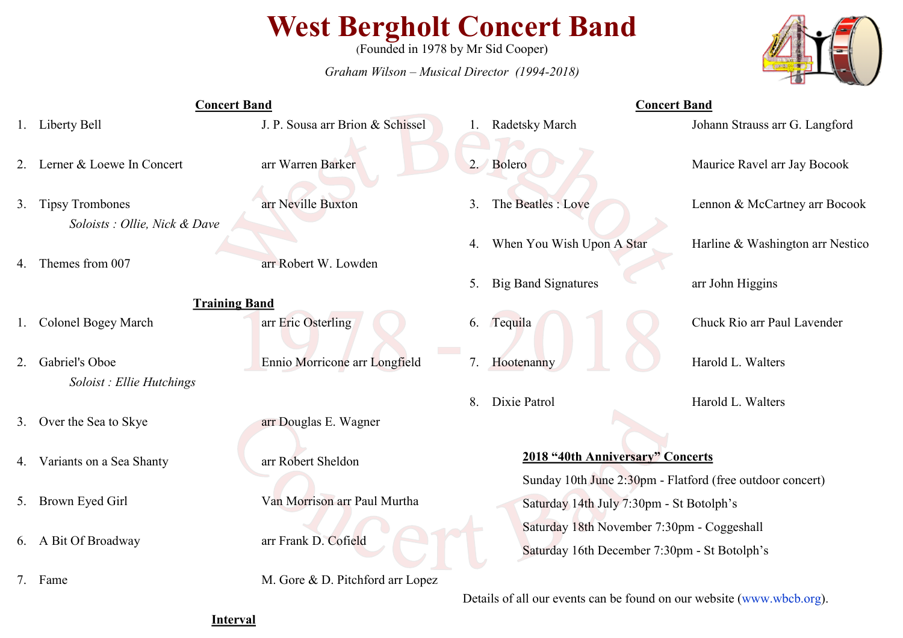# West Bergholt Concert Band

(Founded in 1978 by Mr Sid Cooper)

*Graham Wilson – Musical Director (1994-2018)*

## Concert Band

1. Liberty Bell — J. P. Sousa arr Brion & Schissel
2. Lerner & Loewe In Concert — arr Warren Barker
3. Tipsy Trombones — arr Neville Buxton
   *Soloists : Ollie, Nick & Dave*
4. Themes from 007 — arr Robert W. Lowden

## Training Band

1. Colonel Bogey March — arr Eric Osterling
2. Gabriel's Oboe — Ennio Morricone arr Longfield
   *Soloist : Ellie Hutchings*
3. Over the Sea to Skye — arr Douglas E. Wagner
4. Variants on a Sea Shanty — arr Robert Sheldon
5. Brown Eyed Girl — Van Morrison arr Paul Murtha
6. A Bit Of Broadway — arr Frank D. Cofield
7. Fame — M. Gore & D. Pitchford arr Lopez

## Interval

## Concert Band

1. Radetsky March — Johann Strauss arr G. Langford
2. Bolero — Maurice Ravel arr Jay Bocook
3. The Beatles : Love — Lennon & McCartney arr Bocook
4. When You Wish Upon A Star — Harline & Washington arr Nestico
5. Big Band Signatures — arr John Higgins
6. Tequila — Chuck Rio arr Paul Lavender
7. Hootenanny — Harold L. Walters
8. Dixie Patrol — Harold L. Walters

## 2018 "40th Anniversary" Concerts

Sunday 10th June 2:30pm - Flatford (free outdoor concert)

Saturday 14th July 7:30pm - St Botolph's

Saturday 18th November 7:30pm - Coggeshall

Saturday 16th December 7:30pm - St Botolph's

Details of all our events can be found on our website (www.wbcb.org).